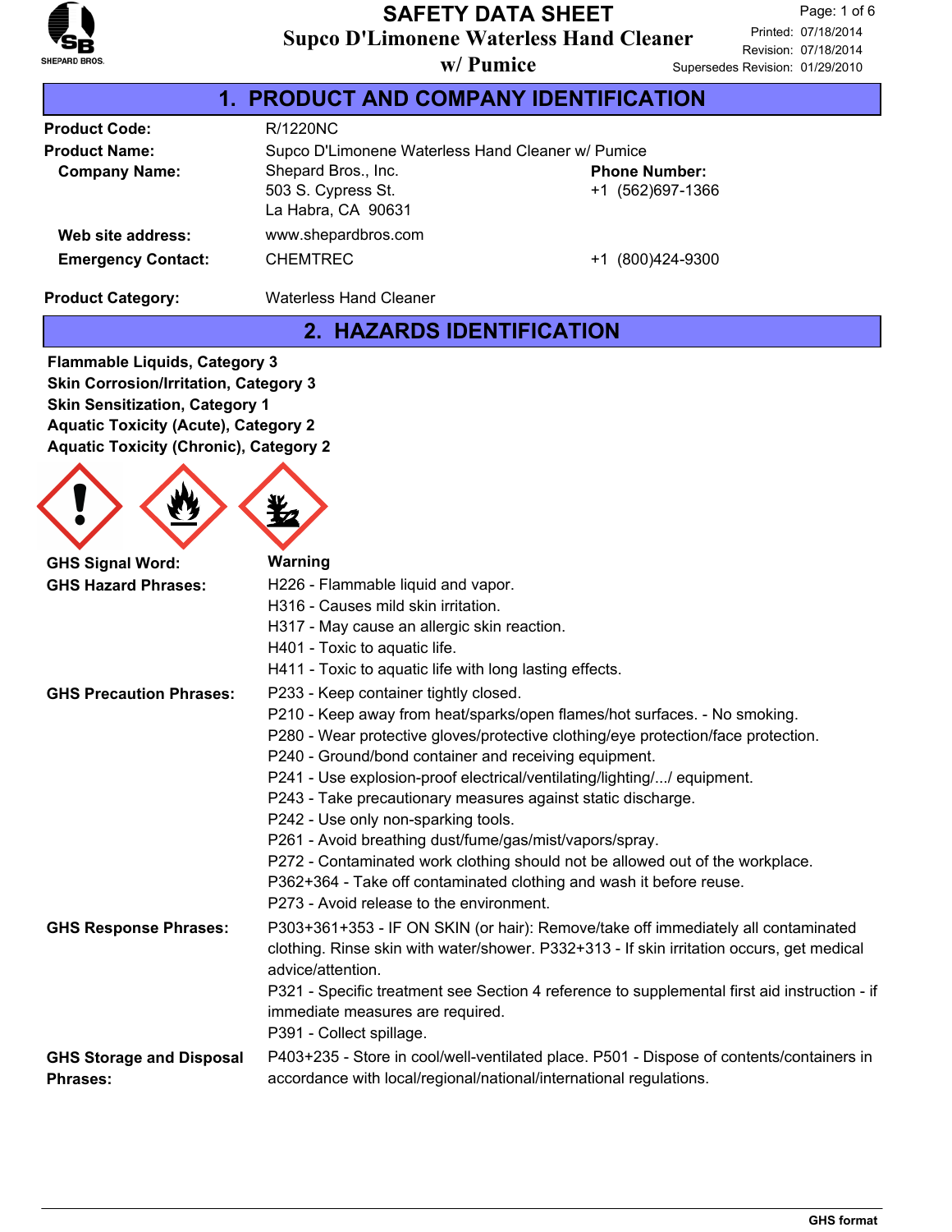# SAFETY DATA SHEET

## Supco D'Limonene Waterless Hand Cleaner w/ Pumice

Printed: 07/18/2014
Revision: 07/18/2014
Supersedes Revision: 01/29/2010

## 1. PRODUCT AND COMPANY IDENTIFICATION

**Product Code:** R/1220NC

**Product Name:** Supco D'Limonene Waterless Hand Cleaner w/ Pumice

**Company Name:** Shepard Bros., Inc.
503 S. Cypress St.
La Habra, CA 90631

**Phone Number:** +1 (562)697-1366

**Web site address:** www.shepardbros.com

**Emergency Contact:** CHEMTREC +1 (800)424-9300

**Product Category:** Waterless Hand Cleaner

## 2. HAZARDS IDENTIFICATION

**Flammable Liquids, Category 3**
**Skin Corrosion/Irritation, Category 3**
**Skin Sensitization, Category 1**
**Aquatic Toxicity (Acute), Category 2**
**Aquatic Toxicity (Chronic), Category 2**

**GHS Signal Word:** **Warning**

**GHS Hazard Phrases:**
H226 - Flammable liquid and vapor.
H316 - Causes mild skin irritation.
H317 - May cause an allergic skin reaction.
H401 - Toxic to aquatic life.
H411 - Toxic to aquatic life with long lasting effects.

**GHS Precaution Phrases:**
P233 - Keep container tightly closed.
P210 - Keep away from heat/sparks/open flames/hot surfaces. - No smoking.
P280 - Wear protective gloves/protective clothing/eye protection/face protection.
P240 - Ground/bond container and receiving equipment.
P241 - Use explosion-proof electrical/ventilating/lighting/.../ equipment.
P243 - Take precautionary measures against static discharge.
P242 - Use only non-sparking tools.
P261 - Avoid breathing dust/fume/gas/mist/vapors/spray.
P272 - Contaminated work clothing should not be allowed out of the workplace.
P362+364 - Take off contaminated clothing and wash it before reuse.
P273 - Avoid release to the environment.

**GHS Response Phrases:**
P303+361+353 - IF ON SKIN (or hair): Remove/take off immediately all contaminated clothing. Rinse skin with water/shower. P332+313 - If skin irritation occurs, get medical advice/attention.
P321 - Specific treatment see Section 4 reference to supplemental first aid instruction - if immediate measures are required.
P391 - Collect spillage.

**GHS Storage and Disposal Phrases:**
P403+235 - Store in cool/well-ventilated place. P501 - Dispose of contents/containers in accordance with local/regional/national/international regulations.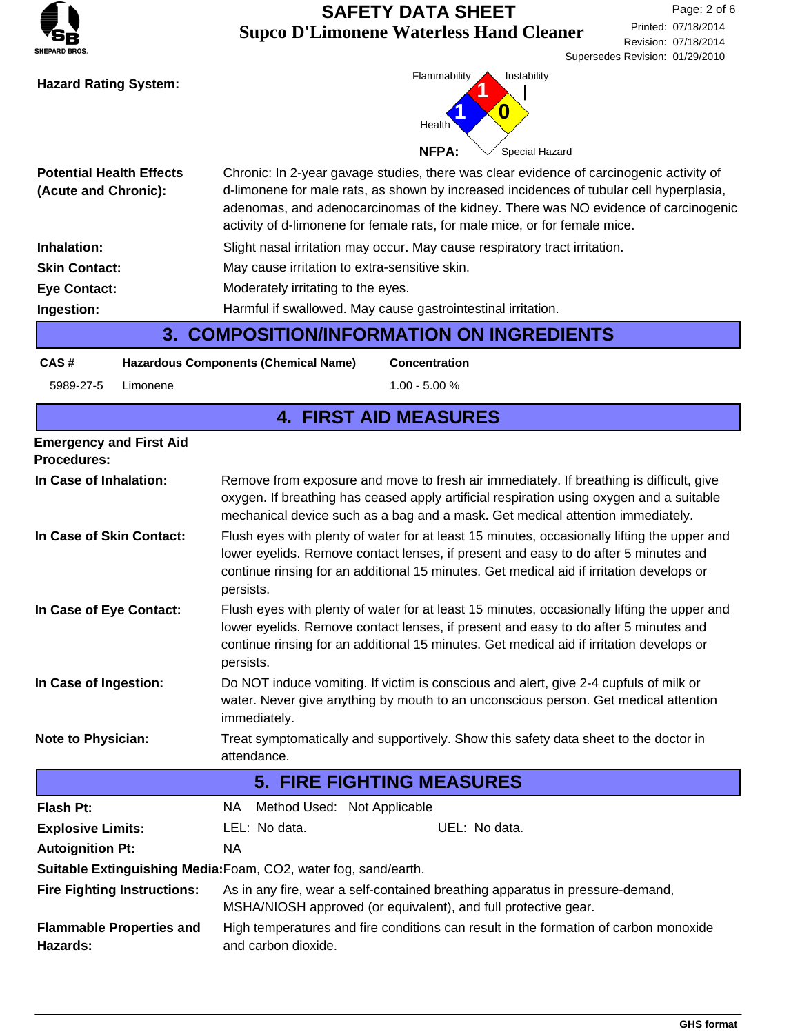**Hazard Rating System:**

NFPA: Flammability 1, Health 1, Instability 0, Special Hazard

**Potential Health Effects (Acute and Chronic):** Chronic: In 2-year gavage studies, there was clear evidence of carcinogenic activity of d-limonene for male rats, as shown by increased incidences of tubular cell hyperplasia, adenomas, and adenocarcinomas of the kidney. There was NO evidence of carcinogenic activity of d-limonene for female rats, for male mice, or for female mice.

**Inhalation:** Slight nasal irritation may occur. May cause respiratory tract irritation.

**Skin Contact:** May cause irritation to extra-sensitive skin.

**Eye Contact:** Moderately irritating to the eyes.

**Ingestion:** Harmful if swallowed. May cause gastrointestinal irritation.

## 3. COMPOSITION/INFORMATION ON INGREDIENTS

| CAS # | Hazardous Components (Chemical Name) | Concentration |
|---|---|---|
| 5989-27-5 | Limonene | 1.00 - 5.00 % |

## 4. FIRST AID MEASURES

**Emergency and First Aid Procedures:**

**In Case of Inhalation:** Remove from exposure and move to fresh air immediately. If breathing is difficult, give oxygen. If breathing has ceased apply artificial respiration using oxygen and a suitable mechanical device such as a bag and a mask. Get medical attention immediately.

**In Case of Skin Contact:** Flush eyes with plenty of water for at least 15 minutes, occasionally lifting the upper and lower eyelids. Remove contact lenses, if present and easy to do after 5 minutes and continue rinsing for an additional 15 minutes. Get medical aid if irritation develops or persists.

**In Case of Eye Contact:** Flush eyes with plenty of water for at least 15 minutes, occasionally lifting the upper and lower eyelids. Remove contact lenses, if present and easy to do after 5 minutes and continue rinsing for an additional 15 minutes. Get medical aid if irritation develops or persists.

**In Case of Ingestion:** Do NOT induce vomiting. If victim is conscious and alert, give 2-4 cupfuls of milk or water. Never give anything by mouth to an unconscious person. Get medical attention immediately.

**Note to Physician:** Treat symptomatically and supportively. Show this safety data sheet to the doctor in attendance.

## 5. FIRE FIGHTING MEASURES

**Flash Pt:** NA Method Used: Not Applicable

**Explosive Limits:** LEL: No data. UEL: No data.

**Autoignition Pt:** NA

**Suitable Extinguishing Media:** Foam, $CO_2$, water fog, sand/earth.

**Fire Fighting Instructions:** As in any fire, wear a self-contained breathing apparatus in pressure-demand, MSHA/NIOSH approved (or equivalent), and full protective gear.

**Flammable Properties and Hazards:** High temperatures and fire conditions can result in the formation of carbon monoxide and carbon dioxide.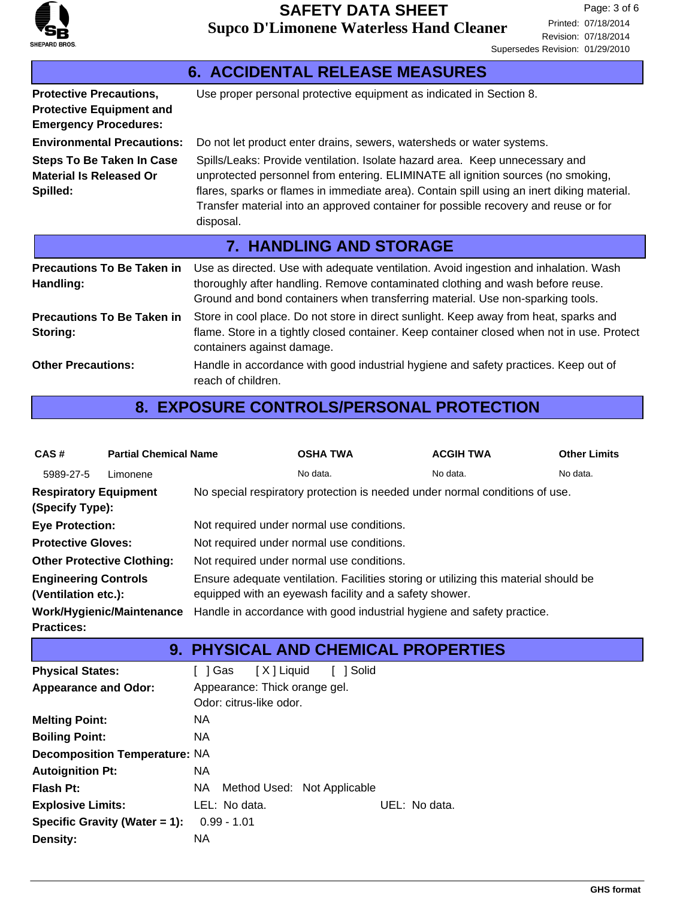## 6. ACCIDENTAL RELEASE MEASURES

**Protective Precautions, Protective Equipment and Emergency Procedures:** Use proper personal protective equipment as indicated in Section 8.

**Environmental Precautions:** Do not let product enter drains, sewers, watersheds or water systems.

**Steps To Be Taken In Case Material Is Released Or Spilled:** Spills/Leaks: Provide ventilation. Isolate hazard area. Keep unnecessary and unprotected personnel from entering. ELIMINATE all ignition sources (no smoking, flares, sparks or flames in immediate area). Contain spill using an inert diking material. Transfer material into an approved container for possible recovery and reuse or for disposal.

## 7. HANDLING AND STORAGE

**Precautions To Be Taken in Handling:** Use as directed. Use with adequate ventilation. Avoid ingestion and inhalation. Wash thoroughly after handling. Remove contaminated clothing and wash before reuse. Ground and bond containers when transferring material. Use non-sparking tools.

**Precautions To Be Taken in Storing:** Store in cool place. Do not store in direct sunlight. Keep away from heat, sparks and flame. Store in a tightly closed container. Keep container closed when not in use. Protect containers against damage.

**Other Precautions:** Handle in accordance with good industrial hygiene and safety practices. Keep out of reach of children.

## 8. EXPOSURE CONTROLS/PERSONAL PROTECTION

| CAS # | Partial Chemical Name | OSHA TWA | ACGIH TWA | Other Limits |
|---|---|---|---|---|
| 5989-27-5 | Limonene | No data. | No data. | No data. |

**Respiratory Equipment (Specify Type):** No special respiratory protection is needed under normal conditions of use.

**Eye Protection:** Not required under normal use conditions.

**Protective Gloves:** Not required under normal use conditions.

**Other Protective Clothing:** Not required under normal use conditions.

**Engineering Controls (Ventilation etc.):** Ensure adequate ventilation. Facilities storing or utilizing this material should be equipped with an eyewash facility and a safety shower.

**Work/Hygienic/Maintenance Practices:** Handle in accordance with good industrial hygiene and safety practice.

## 9. PHYSICAL AND CHEMICAL PROPERTIES

**Physical States:** [ ] Gas [X] Liquid [ ] Solid

**Appearance and Odor:** Appearance: Thick orange gel.
Odor: citrus-like odor.

**Melting Point:** NA

**Boiling Point:** NA

**Decomposition Temperature:** NA

**Autoignition Pt:** NA

**Flash Pt:** NA Method Used: Not Applicable

**Explosive Limits:** LEL: No data. UEL: No data.

**Specific Gravity (Water = 1):** 0.99 - 1.01

**Density:** NA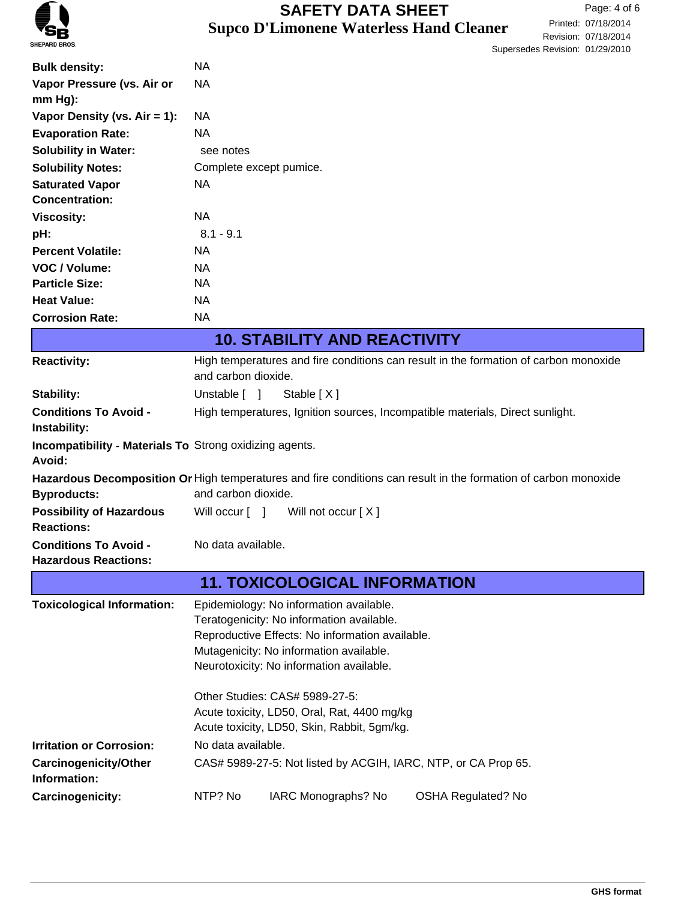| | |
|---|---|
| **Bulk density:** | NA |
| **Vapor Pressure (vs. Air or mm Hg):** | NA |
| **Vapor Density (vs. Air = 1):** | NA |
| **Evaporation Rate:** | NA |
| **Solubility in Water:** | see notes |
| **Solubility Notes:** | Complete except pumice. |
| **Saturated Vapor Concentration:** | NA |
| **Viscosity:** | NA |
| **pH:** | 8.1 - 9.1 |
| **Percent Volatile:** | NA |
| **VOC / Volume:** | NA |
| **Particle Size:** | NA |
| **Heat Value:** | NA |
| **Corrosion Rate:** | NA |

## 10. STABILITY AND REACTIVITY

| | |
|---|---|
| **Reactivity:** | High temperatures and fire conditions can result in the formation of carbon monoxide and carbon dioxide. |
| **Stability:** | Unstable [ ]     Stable [ X ] |
| **Conditions To Avoid - Instability:** | High temperatures, Ignition sources, Incompatible materials, Direct sunlight. |
| **Incompatibility - Materials To Avoid:** | Strong oxidizing agents. |
| **Hazardous Decomposition Or Byproducts:** | High temperatures and fire conditions can result in the formation of carbon monoxide and carbon dioxide. |
| **Possibility of Hazardous Reactions:** | Will occur [ ]     Will not occur [ X ] |
| **Conditions To Avoid - Hazardous Reactions:** | No data available. |

## 11. TOXICOLOGICAL INFORMATION

| | |
|---|---|
| **Toxicological Information:** | Epidemiology: No information available.<br>Teratogenicity: No information available.<br>Reproductive Effects: No information available.<br>Mutagenicity: No information available.<br>Neurotoxicity: No information available.<br><br>Other Studies: CAS# 5989-27-5:<br>Acute toxicity, LD50, Oral, Rat, 4400 mg/kg<br>Acute toxicity, LD50, Skin, Rabbit, 5gm/kg. |
| **Irritation or Corrosion:** | No data available. |
| **Carcinogenicity/Other Information:** | CAS# 5989-27-5: Not listed by ACGIH, IARC, NTP, or CA Prop 65. |
| **Carcinogenicity:** | NTP? No     IARC Monographs? No     OSHA Regulated? No |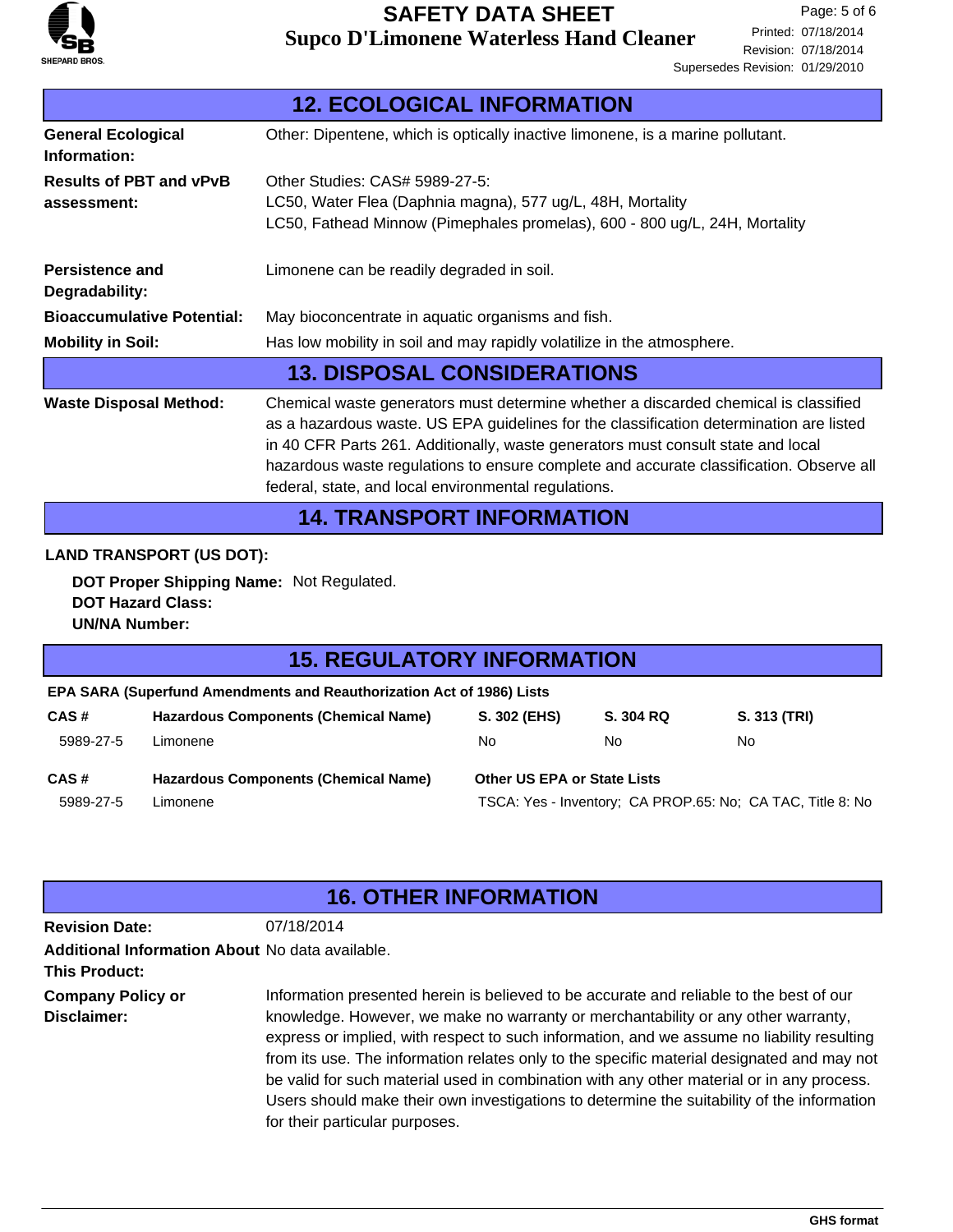## 12. ECOLOGICAL INFORMATION

**General Ecological Information:** Other: Dipentene, which is optically inactive limonene, is a marine pollutant.

**Results of PBT and vPvB assessment:** Other Studies: CAS# 5989-27-5:
LC50, Water Flea (Daphnia magna), 577 ug/L, 48H, Mortality
LC50, Fathead Minnow (Pimephales promelas), 600 - 800 ug/L, 24H, Mortality

**Persistence and Degradability:** Limonene can be readily degraded in soil.

**Bioaccumulative Potential:** May bioconcentrate in aquatic organisms and fish.

**Mobility in Soil:** Has low mobility in soil and may rapidly volatilize in the atmosphere.

## 13. DISPOSAL CONSIDERATIONS

**Waste Disposal Method:** Chemical waste generators must determine whether a discarded chemical is classified as a hazardous waste. US EPA guidelines for the classification determination are listed in 40 CFR Parts 261. Additionally, waste generators must consult state and local hazardous waste regulations to ensure complete and accurate classification. Observe all federal, state, and local environmental regulations.

## 14. TRANSPORT INFORMATION

**LAND TRANSPORT (US DOT):**

**DOT Proper Shipping Name:** Not Regulated.
**DOT Hazard Class:**
**UN/NA Number:**

## 15. REGULATORY INFORMATION

**EPA SARA (Superfund Amendments and Reauthorization Act of 1986) Lists**

| CAS # | Hazardous Components (Chemical Name) | S. 302 (EHS) | S. 304 RQ | S. 313 (TRI) |
|---|---|---|---|---|
| 5989-27-5 | Limonene | No | No | No |

| CAS # | Hazardous Components (Chemical Name) | Other US EPA or State Lists |
|---|---|---|
| 5989-27-5 | Limonene | TSCA: Yes - Inventory; CA PROP.65: No; CA TAC, Title 8: No |

## 16. OTHER INFORMATION

**Revision Date:** 07/18/2014

**Additional Information About This Product:** No data available.

**Company Policy or Disclaimer:** Information presented herein is believed to be accurate and reliable to the best of our knowledge. However, we make no warranty or merchantability or any other warranty, express or implied, with respect to such information, and we assume no liability resulting from its use. The information relates only to the specific material designated and may not be valid for such material used in combination with any other material or in any process. Users should make their own investigations to determine the suitability of the information for their particular purposes.